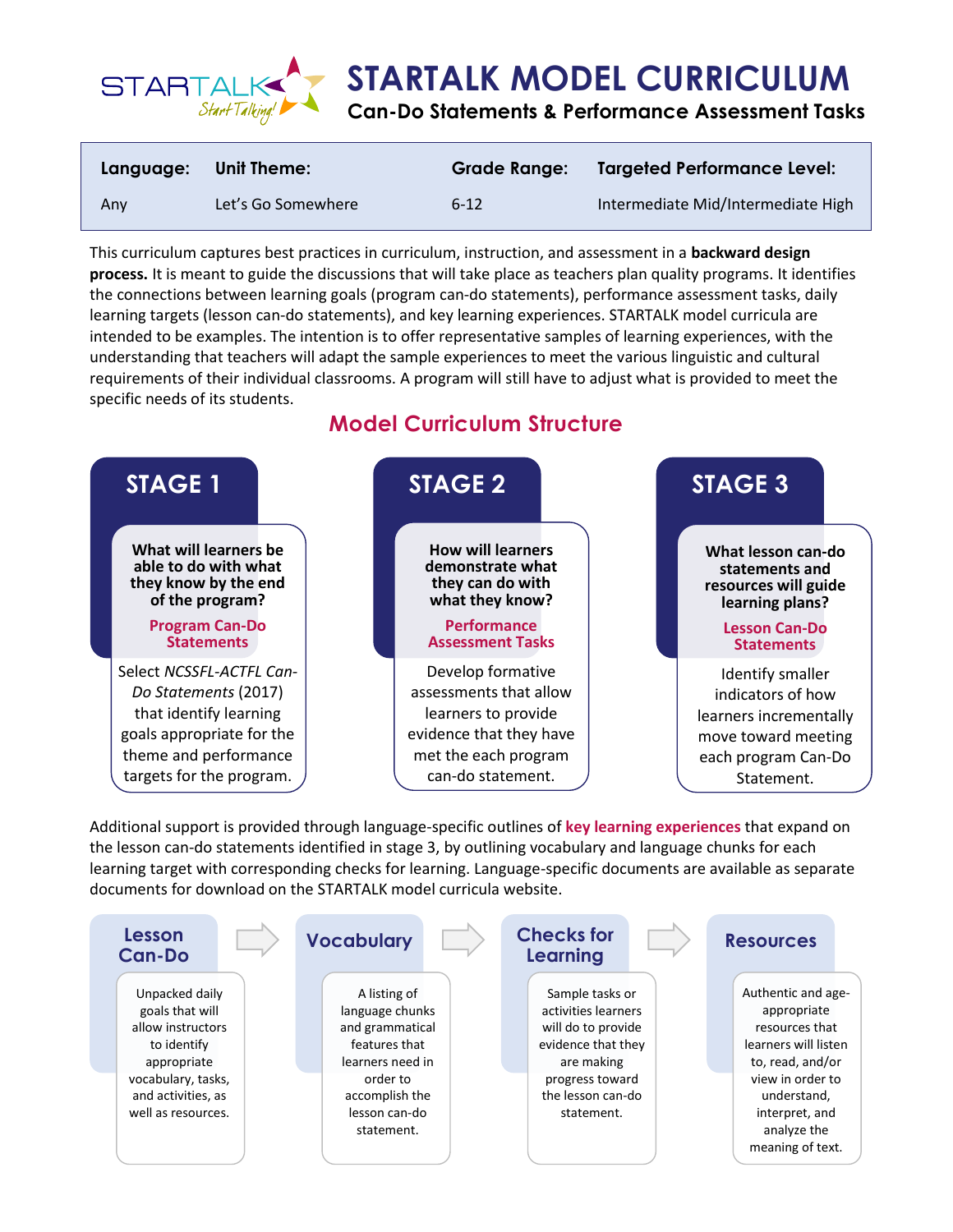# STARTALK MODEL CURRICULUM

## Can-Do Statements & Performance Assessment Tasks

| Language: | Unit Theme: | Grade Range: | Targeted Performance Level: |
|---|---|---|---|
| Any | Let's Go Somewhere | 6-12 | Intermediate Mid/Intermediate High |

This curriculum captures best practices in curriculum, instruction, and assessment in a **backward design process.** It is meant to guide the discussions that will take place as teachers plan quality programs. It identifies the connections between learning goals (program can-do statements), performance assessment tasks, daily learning targets (lesson can-do statements), and key learning experiences. STARTALK model curricula are intended to be examples. The intention is to offer representative samples of learning experiences, with the understanding that teachers will adapt the sample experiences to meet the various linguistic and cultural requirements of their individual classrooms. A program will still have to adjust what is provided to meet the specific needs of its students.

## Model Curriculum Structure

### STAGE 1

**What will learners be able to do with what they know by the end of the program?**

**Program Can-Do Statements**

Select *NCSSFL-ACTFL Can-Do Statements* (2017) that identify learning goals appropriate for the theme and performance targets for the program.

### STAGE 2

**How will learners demonstrate what they can do with what they know?**

**Performance Assessment Tasks**

Develop formative assessments that allow learners to provide evidence that they have met the each program can-do statement.

### STAGE 3

**What lesson can-do statements and resources will guide learning plans?**

**Lesson Can-Do Statements**

Identify smaller indicators of how learners incrementally move toward meeting each program Can-Do Statement.

Additional support is provided through language-specific outlines of key learning experiences that expand on the lesson can-do statements identified in stage 3, by outlining vocabulary and language chunks for each learning target with corresponding checks for learning. Language-specific documents are available as separate documents for download on the STARTALK model curricula website.

### Lesson Can-Do

Unpacked daily goals that will allow instructors to identify appropriate vocabulary, tasks, and activities, as well as resources.

### Vocabulary

A listing of language chunks and grammatical features that learners need in order to accomplish the lesson can-do statement.

### Checks for Learning

Sample tasks or activities learners will do to provide evidence that they are making progress toward the lesson can-do statement.

### Resources

Authentic and age-appropriate resources that learners will listen to, read, and/or view in order to understand, interpret, and analyze the meaning of text.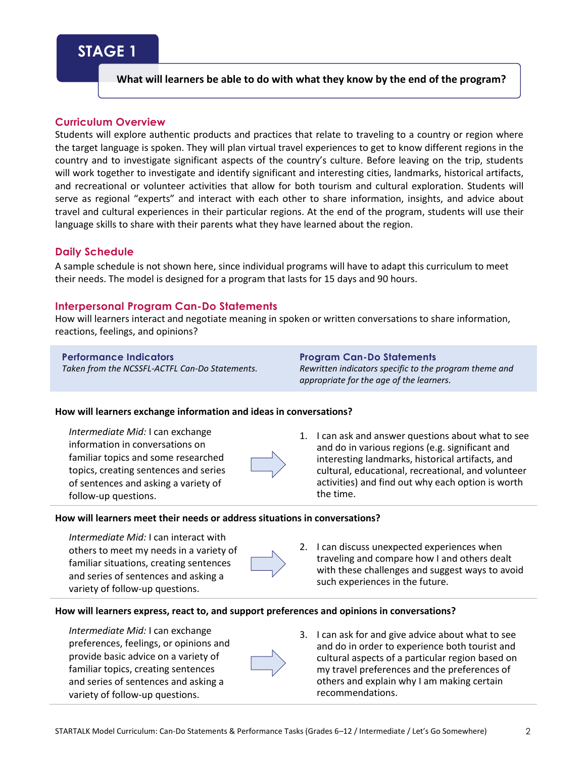# STAGE 1

**What will learners be able to do with what they know by the end of the program?**

## Curriculum Overview

Students will explore authentic products and practices that relate to traveling to a country or region where the target language is spoken. They will plan virtual travel experiences to get to know different regions in the country and to investigate significant aspects of the country's culture. Before leaving on the trip, students will work together to investigate and identify significant and interesting cities, landmarks, historical artifacts, and recreational or volunteer activities that allow for both tourism and cultural exploration. Students will serve as regional "experts" and interact with each other to share information, insights, and advice about travel and cultural experiences in their particular regions. At the end of the program, students will use their language skills to share with their parents what they have learned about the region.

## Daily Schedule

A sample schedule is not shown here, since individual programs will have to adapt this curriculum to meet their needs. The model is designed for a program that lasts for 15 days and 90 hours.

## Interpersonal Program Can-Do Statements

How will learners interact and negotiate meaning in spoken or written conversations to share information, reactions, feelings, and opinions?

| **Performance Indicators**<br>*Taken from the NCSSFL-ACTFL Can-Do Statements.* | **Program Can-Do Statements**<br>*Rewritten indicators specific to the program theme and appropriate for the age of the learners.* |
|---|---|
| **How will learners exchange information and ideas in conversations?** | |
| *Intermediate Mid:* I can exchange information in conversations on familiar topics and some researched topics, creating sentences and series of sentences and asking a variety of follow-up questions. | 1. I can ask and answer questions about what to see and do in various regions (e.g. significant and interesting landmarks, historical artifacts, and cultural, educational, recreational, and volunteer activities) and find out why each option is worth the time. |
| **How will learners meet their needs or address situations in conversations?** | |
| *Intermediate Mid:* I can interact with others to meet my needs in a variety of familiar situations, creating sentences and series of sentences and asking a variety of follow-up questions. | 2. I can discuss unexpected experiences when traveling and compare how I and others dealt with these challenges and suggest ways to avoid such experiences in the future. |
| **How will learners express, react to, and support preferences and opinions in conversations?** | |
| *Intermediate Mid:* I can exchange preferences, feelings, or opinions and provide basic advice on a variety of familiar topics, creating sentences and series of sentences and asking a variety of follow-up questions. | 3. I can ask for and give advice about what to see and do in order to experience both tourist and cultural aspects of a particular region based on my travel preferences and the preferences of others and explain why I am making certain recommendations. |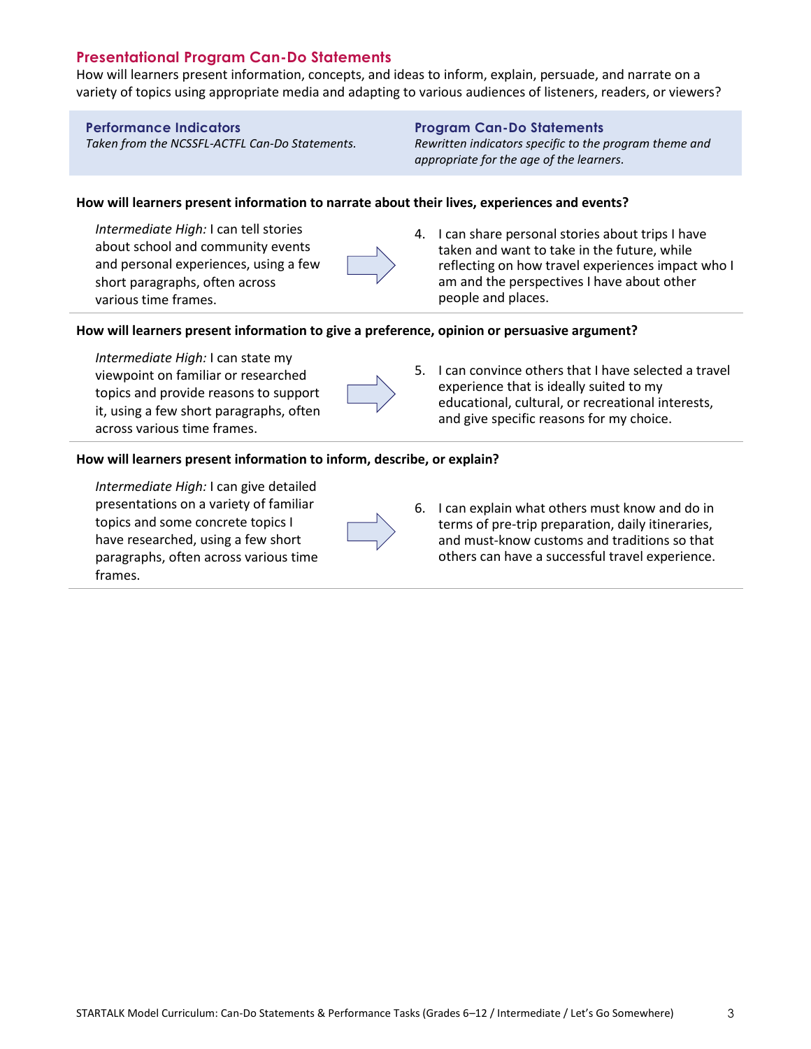## Presentational Program Can-Do Statements

How will learners present information, concepts, and ideas to inform, explain, persuade, and narrate on a variety of topics using appropriate media and adapting to various audiences of listeners, readers, or viewers?

| **Performance Indicators**<br>*Taken from the NCSSFL-ACTFL Can-Do Statements.* | **Program Can-Do Statements**<br>*Rewritten indicators specific to the program theme and appropriate for the age of the learners.* |
|---|---|
| **How will learners present information to narrate about their lives, experiences and events?** | |
| *Intermediate High:* I can tell stories about school and community events and personal experiences, using a few short paragraphs, often across various time frames. | 4. I can share personal stories about trips I have taken and want to take in the future, while reflecting on how travel experiences impact who I am and the perspectives I have about other people and places. |
| **How will learners present information to give a preference, opinion or persuasive argument?** | |
| *Intermediate High:* I can state my viewpoint on familiar or researched topics and provide reasons to support it, using a few short paragraphs, often across various time frames. | 5. I can convince others that I have selected a travel experience that is ideally suited to my educational, cultural, or recreational interests, and give specific reasons for my choice. |
| **How will learners present information to inform, describe, or explain?** | |
| *Intermediate High:* I can give detailed presentations on a variety of familiar topics and some concrete topics I have researched, using a few short paragraphs, often across various time frames. | 6. I can explain what others must know and do in terms of pre-trip preparation, daily itineraries, and must-know customs and traditions so that others can have a successful travel experience. |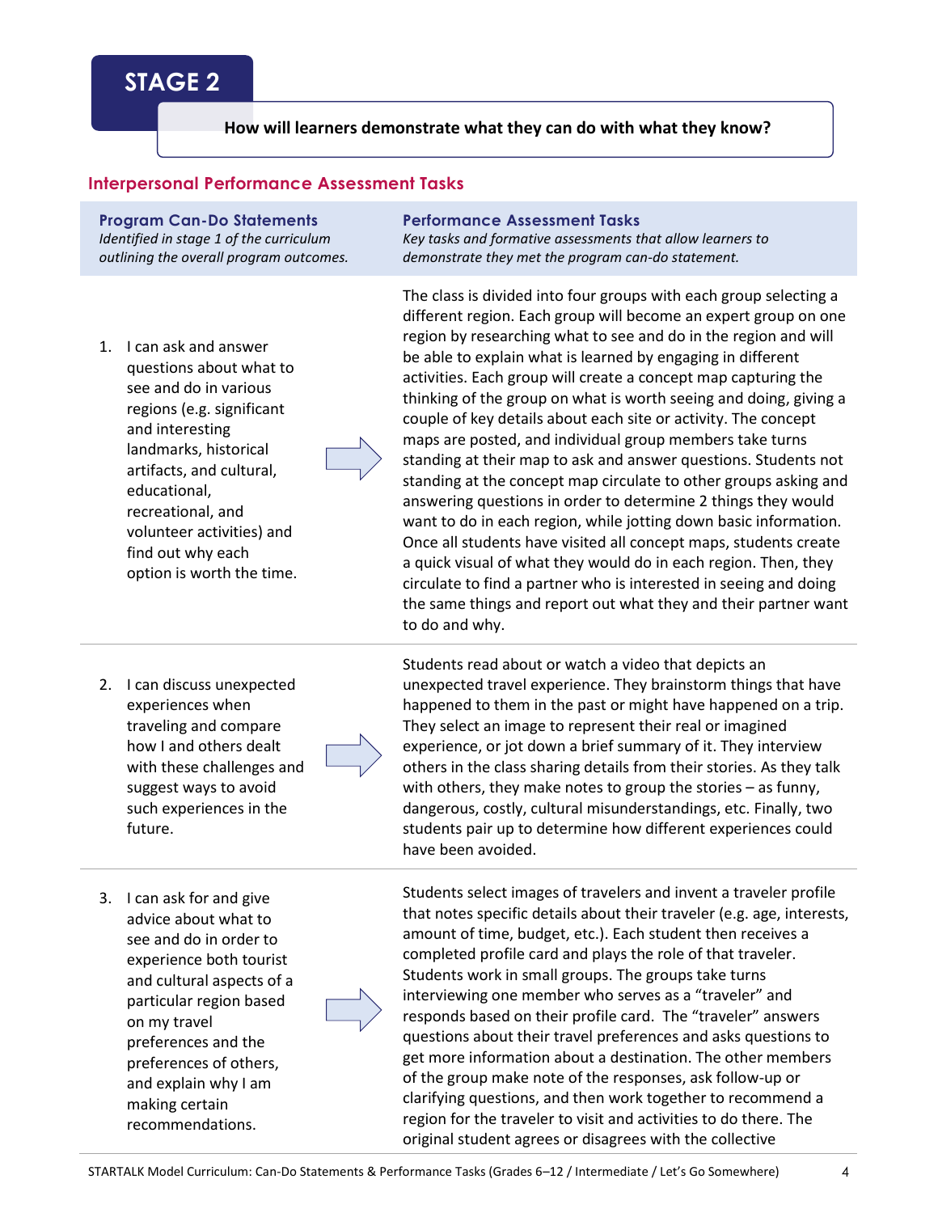# STAGE 2

**How will learners demonstrate what they can do with what they know?**

## Interpersonal Performance Assessment Tasks

| **Program Can-Do Statements**<br>*Identified in stage 1 of the curriculum outlining the overall program outcomes.* | **Performance Assessment Tasks**<br>*Key tasks and formative assessments that allow learners to demonstrate they met the program can-do statement.* |
|---|---|
| 1. I can ask and answer questions about what to see and do in various regions (e.g. significant and interesting landmarks, historical artifacts, and cultural, educational, recreational, and volunteer activities) and find out why each option is worth the time. | The class is divided into four groups with each group selecting a different region. Each group will become an expert group on one region by researching what to see and do in the region and will be able to explain what is learned by engaging in different activities. Each group will create a concept map capturing the thinking of the group on what is worth seeing and doing, giving a couple of key details about each site or activity. The concept maps are posted, and individual group members take turns standing at their map to ask and answer questions. Students not standing at the concept map circulate to other groups asking and answering questions in order to determine 2 things they would want to do in each region, while jotting down basic information. Once all students have visited all concept maps, students create a quick visual of what they would do in each region. Then, they circulate to find a partner who is interested in seeing and doing the same things and report out what they and their partner want to do and why. |
| 2. I can discuss unexpected experiences when traveling and compare how I and others dealt with these challenges and suggest ways to avoid such experiences in the future. | Students read about or watch a video that depicts an unexpected travel experience. They brainstorm things that have happened to them in the past or might have happened on a trip. They select an image to represent their real or imagined experience, or jot down a brief summary of it. They interview others in the class sharing details from their stories. As they talk with others, they make notes to group the stories – as funny, dangerous, costly, cultural misunderstandings, etc. Finally, two students pair up to determine how different experiences could have been avoided. |
| 3. I can ask for and give advice about what to see and do in order to experience both tourist and cultural aspects of a particular region based on my travel preferences and the preferences of others, and explain why I am making certain recommendations. | Students select images of travelers and invent a traveler profile that notes specific details about their traveler (e.g. age, interests, amount of time, budget, etc.). Each student then receives a completed profile card and plays the role of that traveler. Students work in small groups. The groups take turns interviewing one member who serves as a "traveler" and responds based on their profile card. The "traveler" answers questions about their travel preferences and asks questions to get more information about a destination. The other members of the group make note of the responses, ask follow-up or clarifying questions, and then work together to recommend a region for the traveler to visit and activities to do there. The original student agrees or disagrees with the collective |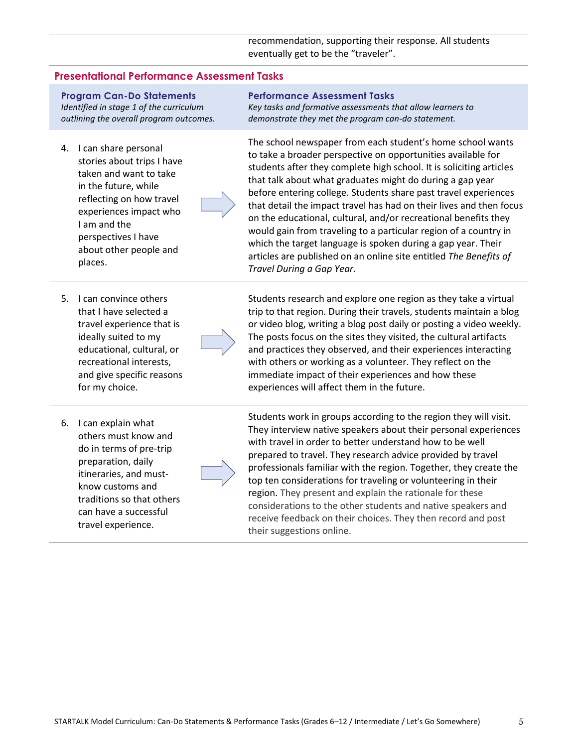| | |
|---|---|
| | recommendation, supporting their response. All students eventually get to be the “traveler”. |

## Presentational Performance Assessment Tasks

| **Program Can-Do Statements** *Identified in stage 1 of the curriculum outlining the overall program outcomes.* | **Performance Assessment Tasks** *Key tasks and formative assessments that allow learners to demonstrate they met the program can-do statement.* |
|---|---|
| 4. I can share personal stories about trips I have taken and want to take in the future, while reflecting on how travel experiences impact who I am and the perspectives I have about other people and places. | The school newspaper from each student’s home school wants to take a broader perspective on opportunities available for students after they complete high school. It is soliciting articles that talk about what graduates might do during a gap year before entering college. Students share past travel experiences that detail the impact travel has had on their lives and then focus on the educational, cultural, and/or recreational benefits they would gain from traveling to a particular region of a country in which the target language is spoken during a gap year. Their articles are published on an online site entitled *The Benefits of Travel During a Gap Year*. |
| 5. I can convince others that I have selected a travel experience that is ideally suited to my educational, cultural, or recreational interests, and give specific reasons for my choice. | Students research and explore one region as they take a virtual trip to that region. During their travels, students maintain a blog or video blog, writing a blog post daily or posting a video weekly. The posts focus on the sites they visited, the cultural artifacts and practices they observed, and their experiences interacting with others or working as a volunteer. They reflect on the immediate impact of their experiences and how these experiences will affect them in the future. |
| 6. I can explain what others must know and do in terms of pre-trip preparation, daily itineraries, and must-know customs and traditions so that others can have a successful travel experience. | Students work in groups according to the region they will visit. They interview native speakers about their personal experiences with travel in order to better understand how to be well prepared to travel. They research advice provided by travel professionals familiar with the region. Together, they create the top ten considerations for traveling or volunteering in their region. They present and explain the rationale for these considerations to the other students and native speakers and receive feedback on their choices. They then record and post their suggestions online. |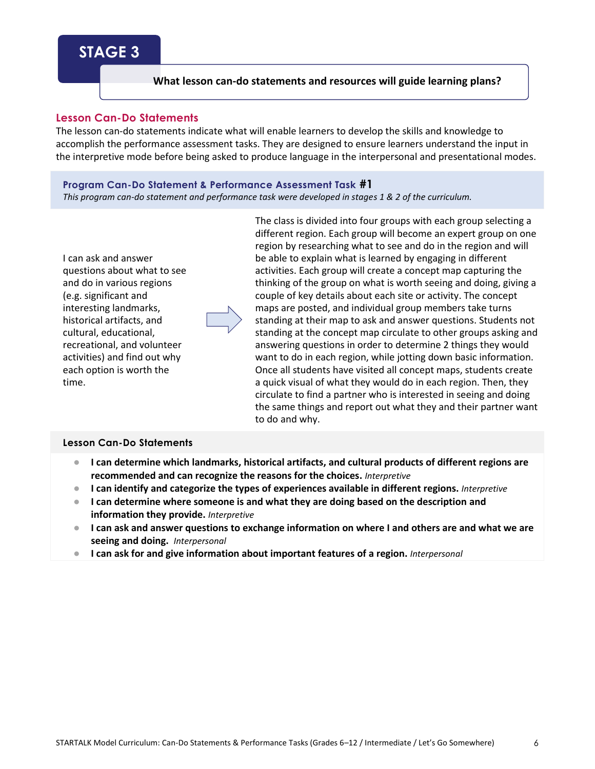# STAGE 3

**What lesson can-do statements and resources will guide learning plans?**

## Lesson Can-Do Statements

The lesson can-do statements indicate what will enable learners to develop the skills and knowledge to accomplish the performance assessment tasks. They are designed to ensure learners understand the input in the interpretive mode before being asked to produce language in the interpersonal and presentational modes.

### Program Can-Do Statement & Performance Assessment Task #1

*This program can-do statement and performance task were developed in stages 1 & 2 of the curriculum.*

| Program Can-Do Statement | | Performance Assessment Task |
|---|---|---|
| I can ask and answer questions about what to see and do in various regions (e.g. significant and interesting landmarks, historical artifacts, and cultural, educational, recreational, and volunteer activities) and find out why each option is worth the time. | → | The class is divided into four groups with each group selecting a different region. Each group will become an expert group on one region by researching what to see and do in the region and will be able to explain what is learned by engaging in different activities. Each group will create a concept map capturing the thinking of the group on what is worth seeing and doing, giving a couple of key details about each site or activity. The concept maps are posted, and individual group members take turns standing at their map to ask and answer questions. Students not standing at the concept map circulate to other groups asking and answering questions in order to determine 2 things they would want to do in each region, while jotting down basic information. Once all students have visited all concept maps, students create a quick visual of what they would do in each region. Then, they circulate to find a partner who is interested in seeing and doing the same things and report out what they and their partner want to do and why. |

### Lesson Can-Do Statements

- **I can determine which landmarks, historical artifacts, and cultural products of different regions are recommended and can recognize the reasons for the choices.** *Interpretive*
- **I can identify and categorize the types of experiences available in different regions.** *Interpretive*
- **I can determine where someone is and what they are doing based on the description and information they provide.** *Interpretive*
- **I can ask and answer questions to exchange information on where I and others are and what we are seeing and doing.** *Interpersonal*
- **I can ask for and give information about important features of a region.** *Interpersonal*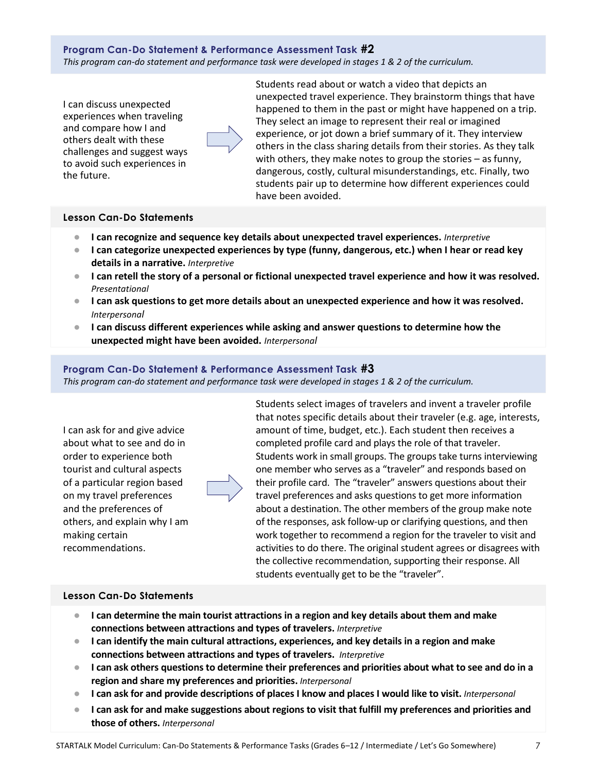## Program Can-Do Statement & Performance Assessment Task #2

*This program can-do statement and performance task were developed in stages 1 & 2 of the curriculum.*

I can discuss unexpected experiences when traveling and compare how I and others dealt with these challenges and suggest ways to avoid such experiences in the future.

→

Students read about or watch a video that depicts an unexpected travel experience. They brainstorm things that have happened to them in the past or might have happened on a trip. They select an image to represent their real or imagined experience, or jot down a brief summary of it. They interview others in the class sharing details from their stories. As they talk with others, they make notes to group the stories – as funny, dangerous, costly, cultural misunderstandings, etc. Finally, two students pair up to determine how different experiences could have been avoided.

### Lesson Can-Do Statements

- **I can recognize and sequence key details about unexpected travel experiences.** *Interpretive*
- **I can categorize unexpected experiences by type (funny, dangerous, etc.) when I hear or read key details in a narrative.** *Interpretive*
- **I can retell the story of a personal or fictional unexpected travel experience and how it was resolved.** *Presentational*
- **I can ask questions to get more details about an unexpected experience and how it was resolved.** *Interpersonal*
- **I can discuss different experiences while asking and answer questions to determine how the unexpected might have been avoided.** *Interpersonal*

## Program Can-Do Statement & Performance Assessment Task #3

*This program can-do statement and performance task were developed in stages 1 & 2 of the curriculum.*

I can ask for and give advice about what to see and do in order to experience both tourist and cultural aspects of a particular region based on my travel preferences and the preferences of others, and explain why I am making certain recommendations.

→

Students select images of travelers and invent a traveler profile that notes specific details about their traveler (e.g. age, interests, amount of time, budget, etc.). Each student then receives a completed profile card and plays the role of that traveler. Students work in small groups. The groups take turns interviewing one member who serves as a "traveler" and responds based on their profile card. The "traveler" answers questions about their travel preferences and asks questions to get more information about a destination. The other members of the group make note of the responses, ask follow-up or clarifying questions, and then work together to recommend a region for the traveler to visit and activities to do there. The original student agrees or disagrees with the collective recommendation, supporting their response. All students eventually get to be the "traveler".

### Lesson Can-Do Statements

- **I can determine the main tourist attractions in a region and key details about them and make connections between attractions and types of travelers.** *Interpretive*
- **I can identify the main cultural attractions, experiences, and key details in a region and make connections between attractions and types of travelers.** *Interpretive*
- **I can ask others questions to determine their preferences and priorities about what to see and do in a region and share my preferences and priorities.** *Interpersonal*
- **I can ask for and provide descriptions of places I know and places I would like to visit.** *Interpersonal*
- **I can ask for and make suggestions about regions to visit that fulfill my preferences and priorities and those of others.** *Interpersonal*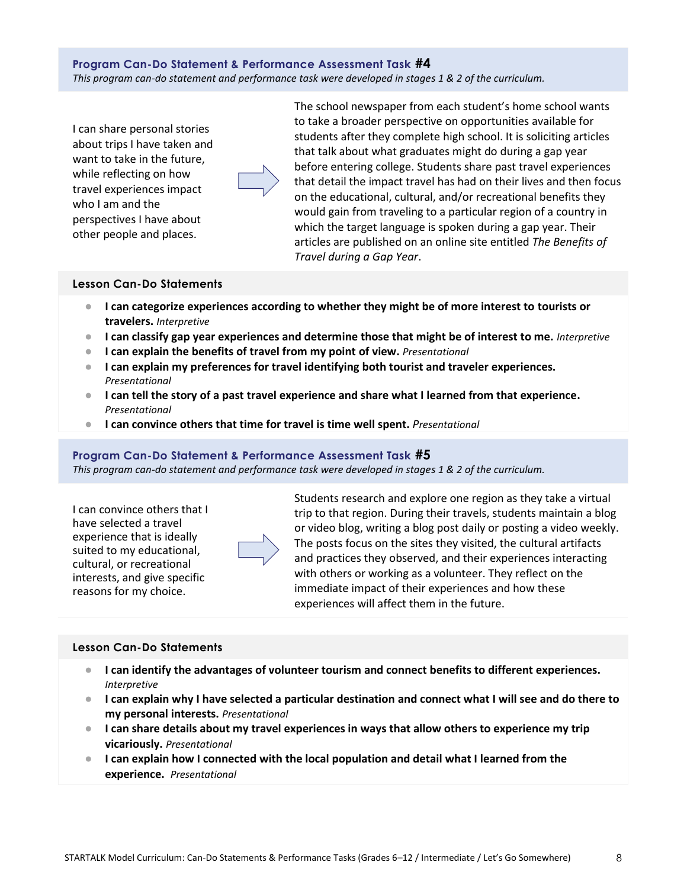## Program Can-Do Statement & Performance Assessment Task #4

*This program can-do statement and performance task were developed in stages 1 & 2 of the curriculum.*

| Program Can-Do Statement | | Performance Assessment Task |
|---|---|---|
| I can share personal stories about trips I have taken and want to take in the future, while reflecting on how travel experiences impact who I am and the perspectives I have about other people and places. | → | The school newspaper from each student's home school wants to take a broader perspective on opportunities available for students after they complete high school. It is soliciting articles that talk about what graduates might do during a gap year before entering college. Students share past travel experiences that detail the impact travel has had on their lives and then focus on the educational, cultural, and/or recreational benefits they would gain from traveling to a particular region of a country in which the target language is spoken during a gap year. Their articles are published on an online site entitled *The Benefits of Travel during a Gap Year*. |

### Lesson Can-Do Statements

- **I can categorize experiences according to whether they might be of more interest to tourists or travelers.** *Interpretive*
- **I can classify gap year experiences and determine those that might be of interest to me.** *Interpretive*
- **I can explain the benefits of travel from my point of view.** *Presentational*
- **I can explain my preferences for travel identifying both tourist and traveler experiences.** *Presentational*
- **I can tell the story of a past travel experience and share what I learned from that experience.** *Presentational*
- **I can convince others that time for travel is time well spent.** *Presentational*

## Program Can-Do Statement & Performance Assessment Task #5

*This program can-do statement and performance task were developed in stages 1 & 2 of the curriculum.*

| Program Can-Do Statement | | Performance Assessment Task |
|---|---|---|
| I can convince others that I have selected a travel experience that is ideally suited to my educational, cultural, or recreational interests, and give specific reasons for my choice. | → | Students research and explore one region as they take a virtual trip to that region. During their travels, students maintain a blog or video blog, writing a blog post daily or posting a video weekly. The posts focus on the sites they visited, the cultural artifacts and practices they observed, and their experiences interacting with others or working as a volunteer. They reflect on the immediate impact of their experiences and how these experiences will affect them in the future. |

### Lesson Can-Do Statements

- **I can identify the advantages of volunteer tourism and connect benefits to different experiences.** *Interpretive*
- **I can explain why I have selected a particular destination and connect what I will see and do there to my personal interests.** *Presentational*
- **I can share details about my travel experiences in ways that allow others to experience my trip vicariously.** *Presentational*
- **I can explain how I connected with the local population and detail what I learned from the experience.** *Presentational*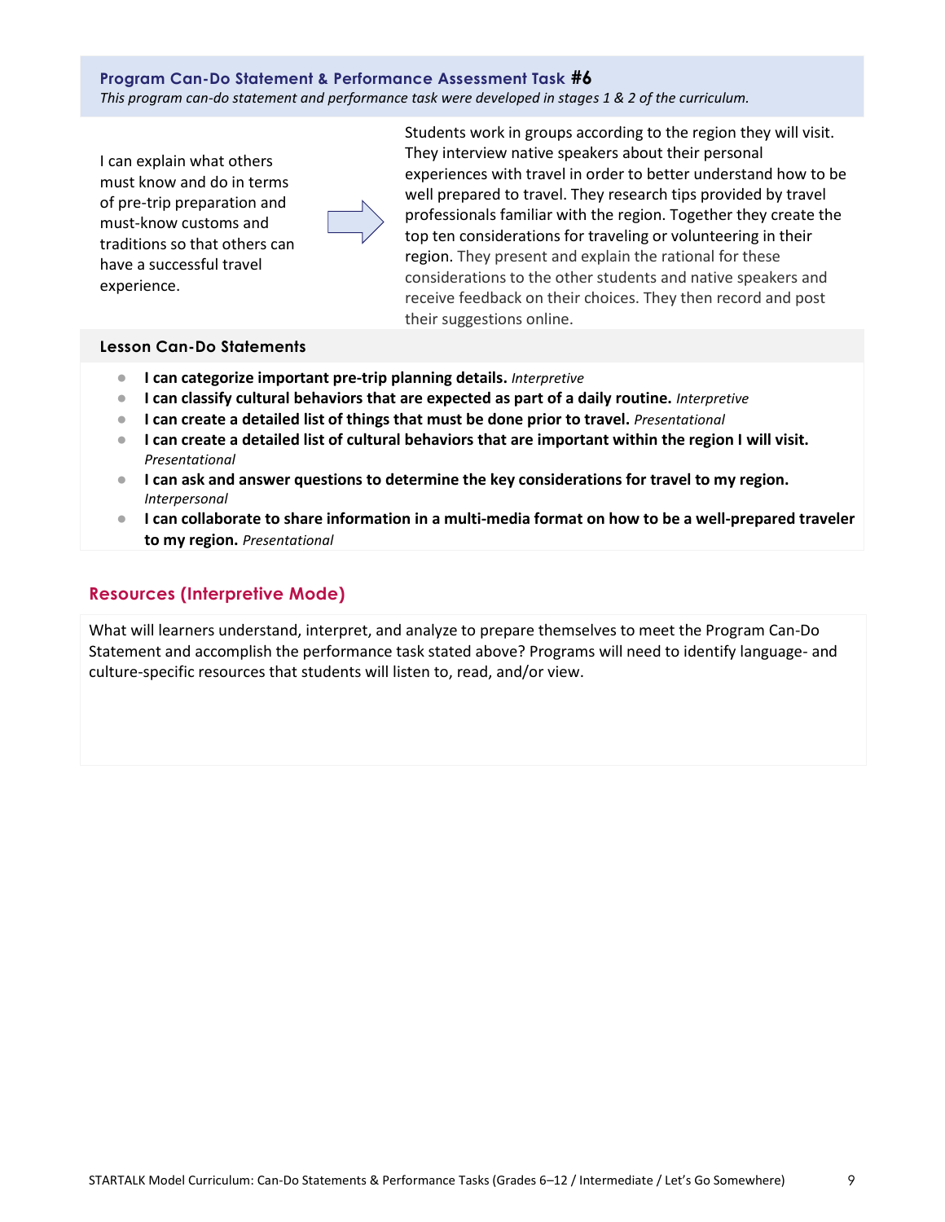## Program Can-Do Statement & Performance Assessment Task #6

*This program can-do statement and performance task were developed in stages 1 & 2 of the curriculum.*

I can explain what others must know and do in terms of pre-trip preparation and must-know customs and traditions so that others can have a successful travel experience.

Students work in groups according to the region they will visit. They interview native speakers about their personal experiences with travel in order to better understand how to be well prepared to travel. They research tips provided by travel professionals familiar with the region. Together they create the top ten considerations for traveling or volunteering in their region. They present and explain the rational for these considerations to the other students and native speakers and receive feedback on their choices. They then record and post their suggestions online.

### Lesson Can-Do Statements

- **I can categorize important pre-trip planning details.** *Interpretive*
- **I can classify cultural behaviors that are expected as part of a daily routine.** *Interpretive*
- **I can create a detailed list of things that must be done prior to travel.** *Presentational*
- **I can create a detailed list of cultural behaviors that are important within the region I will visit.** *Presentational*
- **I can ask and answer questions to determine the key considerations for travel to my region.** *Interpersonal*
- **I can collaborate to share information in a multi-media format on how to be a well-prepared traveler to my region.** *Presentational*

## Resources (Interpretive Mode)

What will learners understand, interpret, and analyze to prepare themselves to meet the Program Can-Do Statement and accomplish the performance task stated above? Programs will need to identify language- and culture-specific resources that students will listen to, read, and/or view.